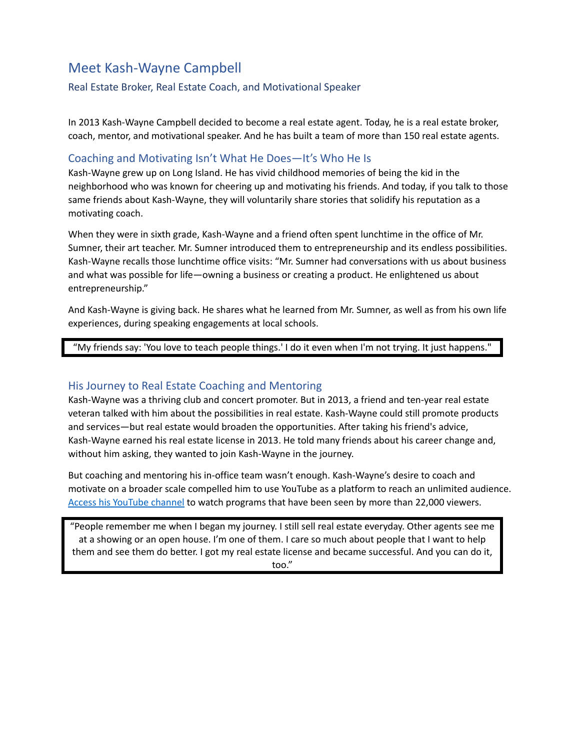# Meet Kash-Wayne Campbell

## Real Estate Broker, Real Estate Coach, and Motivational Speaker

In 2013 Kash-Wayne Campbell decided to become a real estate agent. Today, he is a real estate broker, coach, mentor, and motivational speaker. And he has built a team of more than 150 real estate agents.

### Coaching and Motivating Isn't What He Does—It's Who He Is

Kash-Wayne grew up on Long Island. He has vivid childhood memories of being the kid in the neighborhood who was known for cheering up and motivating his friends. And today, if you talk to those same friends about Kash-Wayne, they will voluntarily share stories that solidify his reputation as a motivating coach.

When they were in sixth grade, Kash-Wayne and a friend often spent lunchtime in the office of Mr. Sumner, their art teacher. Mr. Sumner introduced them to entrepreneurship and its endless possibilities. Kash-Wayne recalls those lunchtime office visits: "Mr. Sumner had conversations with us about business and what was possible for life—owning a business or creating a product. He enlightened us about entrepreneurship."

And Kash-Wayne is giving back. He shares what he learned from Mr. Sumner, as well as from his own life experiences, during speaking engagements at local schools.

> "My friends say: 'You love to teach people things.' I do it even when I'm not trying. It just happens."

### His Journey to Real Estate Coaching and Mentoring

Kash-Wayne was a thriving club and concert promoter. But in 2013, a friend and ten-year real estate veteran talked with him about the possibilities in real estate. Kash-Wayne could still promote products and services—but real estate would broaden the opportunities. After taking his friend's advice, Kash-Wayne earned his real estate license in 2013. He told many friends about his career change and, without him asking, they wanted to join Kash-Wayne in the journey.

But coaching and mentoring his in-office team wasn't enough. Kash-Wayne's desire to coach and motivate on a broader scale compelled him to use YouTube as a platform to reach an unlimited audience. Access his YouTube channel to watch programs that have been seen by more than 22,000 viewers.

> "People remember me when I began my journey. I still sell real estate everyday. Other agents see me at a showing or an open house. I'm one of them. I care so much about people that I want to help them and see them do better. I got my real estate license and became successful. And you can do it, too."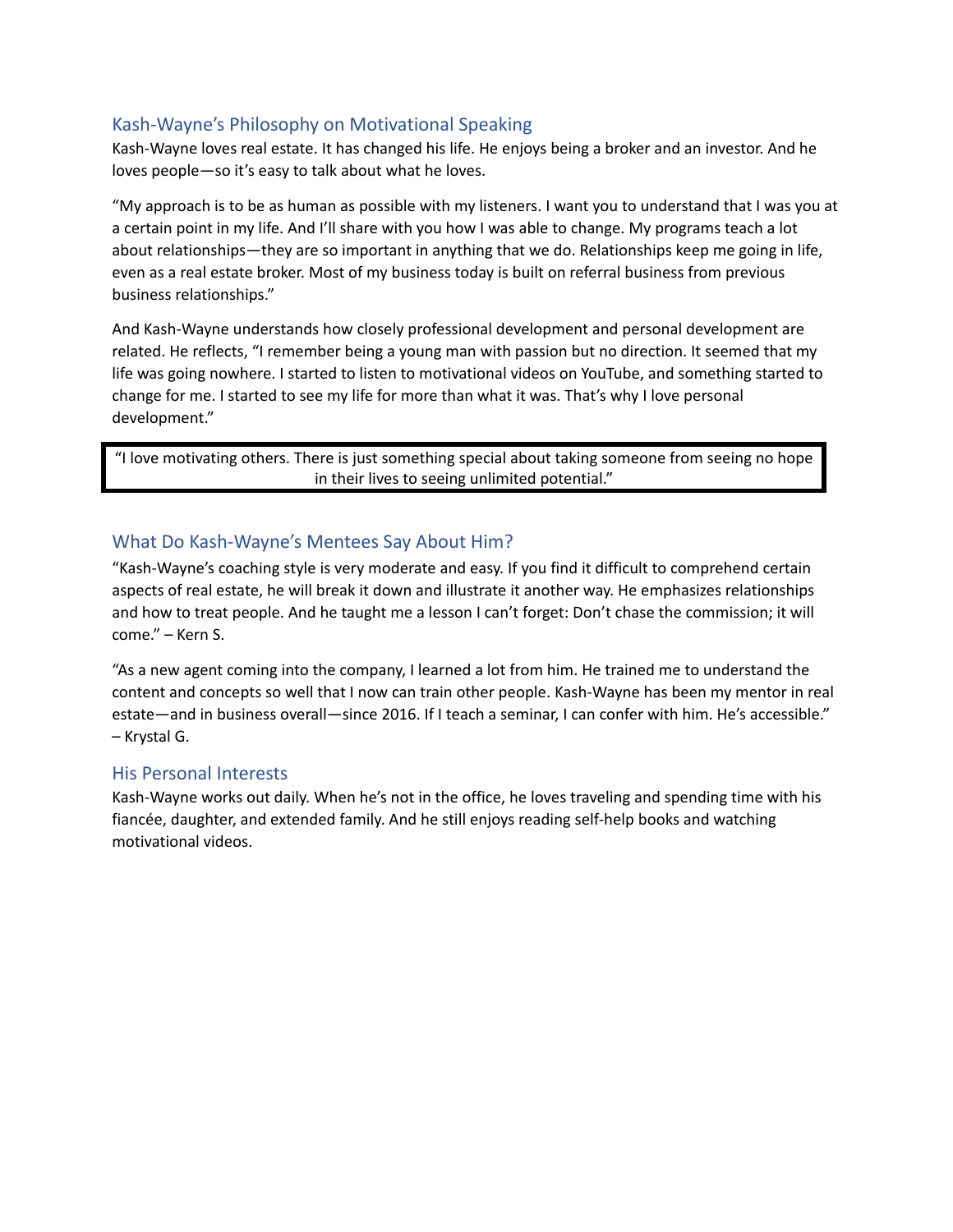## Kash-Wayne's Philosophy on Motivational Speaking

Kash-Wayne loves real estate. It has changed his life. He enjoys being a broker and an investor. And he loves people—so it's easy to talk about what he loves.

"My approach is to be as human as possible with my listeners. I want you to understand that I was you at a certain point in my life. And I'll share with you how I was able to change. My programs teach a lot about relationships—they are so important in anything that we do. Relationships keep me going in life, even as a real estate broker. Most of my business today is built on referral business from previous business relationships."

And Kash-Wayne understands how closely professional development and personal development are related. He reflects, "I remember being a young man with passion but no direction. It seemed that my life was going nowhere. I started to listen to motivational videos on YouTube, and something started to change for me. I started to see my life for more than what it was. That's why I love personal development."

> "I love motivating others. There is just something special about taking someone from seeing no hope in their lives to seeing unlimited potential."

## What Do Kash-Wayne's Mentees Say About Him?

"Kash-Wayne's coaching style is very moderate and easy. If you find it difficult to comprehend certain aspects of real estate, he will break it down and illustrate it another way. He emphasizes relationships and how to treat people. And he taught me a lesson I can't forget: Don't chase the commission; it will come." – Kern S.

"As a new agent coming into the company, I learned a lot from him. He trained me to understand the content and concepts so well that I now can train other people. Kash-Wayne has been my mentor in real estate—and in business overall—since 2016. If I teach a seminar, I can confer with him. He's accessible." – Krystal G.

## His Personal Interests

Kash-Wayne works out daily. When he's not in the office, he loves traveling and spending time with his fiancée, daughter, and extended family. And he still enjoys reading self-help books and watching motivational videos.